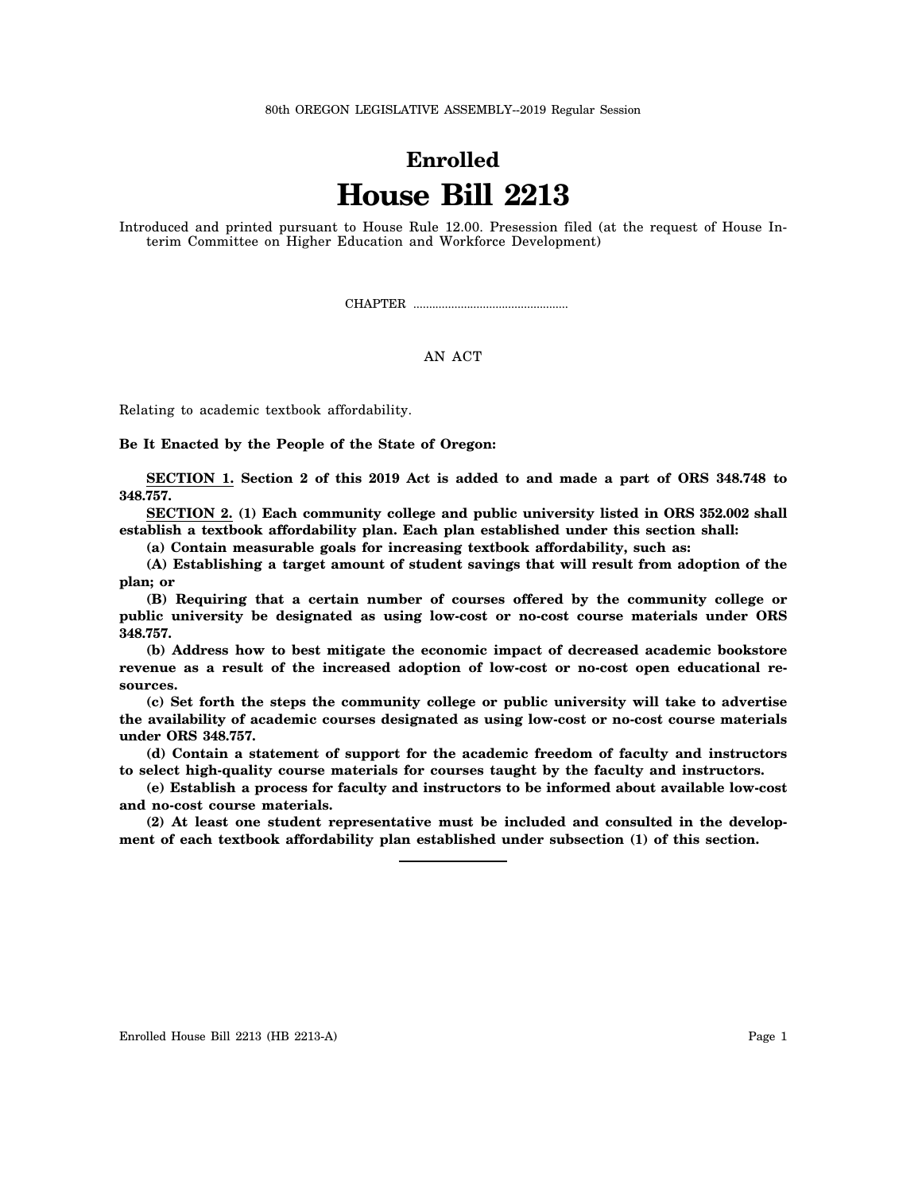80th OREGON LEGISLATIVE ASSEMBLY--2019 Regular Session

# Enrolled

# House Bill 2213

Introduced and printed pursuant to House Rule 12.00. Presession filed (at the request of House Interim Committee on Higher Education and Workforce Development)

CHAPTER .................................................

AN ACT

Relating to academic textbook affordability.

**Be It Enacted by the People of the State of Oregon:**

**SECTION 1. Section 2 of this 2019 Act is added to and made a part of ORS 348.748 to 348.757.**

**SECTION 2. (1) Each community college and public university listed in ORS 352.002 shall establish a textbook affordability plan. Each plan established under this section shall:**

**(a) Contain measurable goals for increasing textbook affordability, such as:**

**(A) Establishing a target amount of student savings that will result from adoption of the plan; or**

**(B) Requiring that a certain number of courses offered by the community college or public university be designated as using low-cost or no-cost course materials under ORS 348.757.**

**(b) Address how to best mitigate the economic impact of decreased academic bookstore revenue as a result of the increased adoption of low-cost or no-cost open educational resources.**

**(c) Set forth the steps the community college or public university will take to advertise the availability of academic courses designated as using low-cost or no-cost course materials under ORS 348.757.**

**(d) Contain a statement of support for the academic freedom of faculty and instructors to select high-quality course materials for courses taught by the faculty and instructors.**

**(e) Establish a process for faculty and instructors to be informed about available low-cost and no-cost course materials.**

**(2) At least one student representative must be included and consulted in the development of each textbook affordability plan established under subsection (1) of this section.**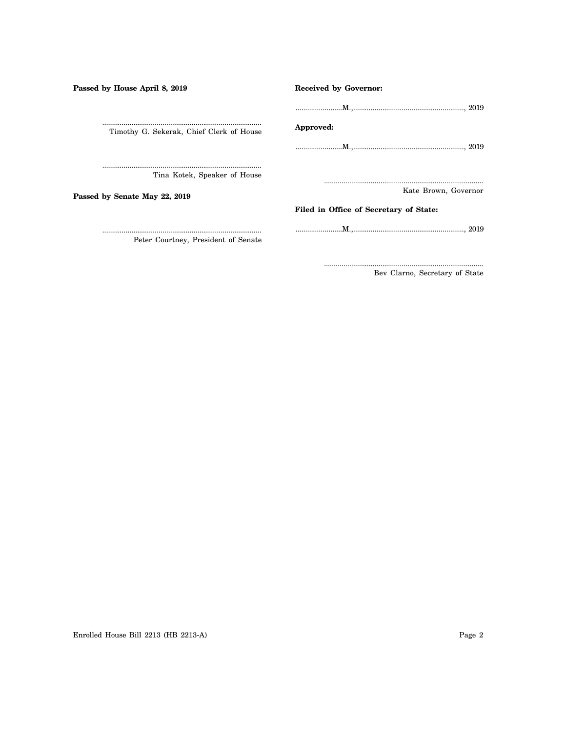**Passed by House April 8, 2019**

..................................................................................
Timothy G. Sekerak, Chief Clerk of House

..................................................................................
Tina Kotek, Speaker of House

**Passed by Senate May 22, 2019**

..................................................................................
Peter Courtney, President of Senate

**Received by Governor:**

........................M.,.........................................................., 2019

**Approved:**

........................M.,.........................................................., 2019

..................................................................................
Kate Brown, Governor

**Filed in Office of Secretary of State:**

........................M.,.........................................................., 2019

..................................................................................
Bev Clarno, Secretary of State